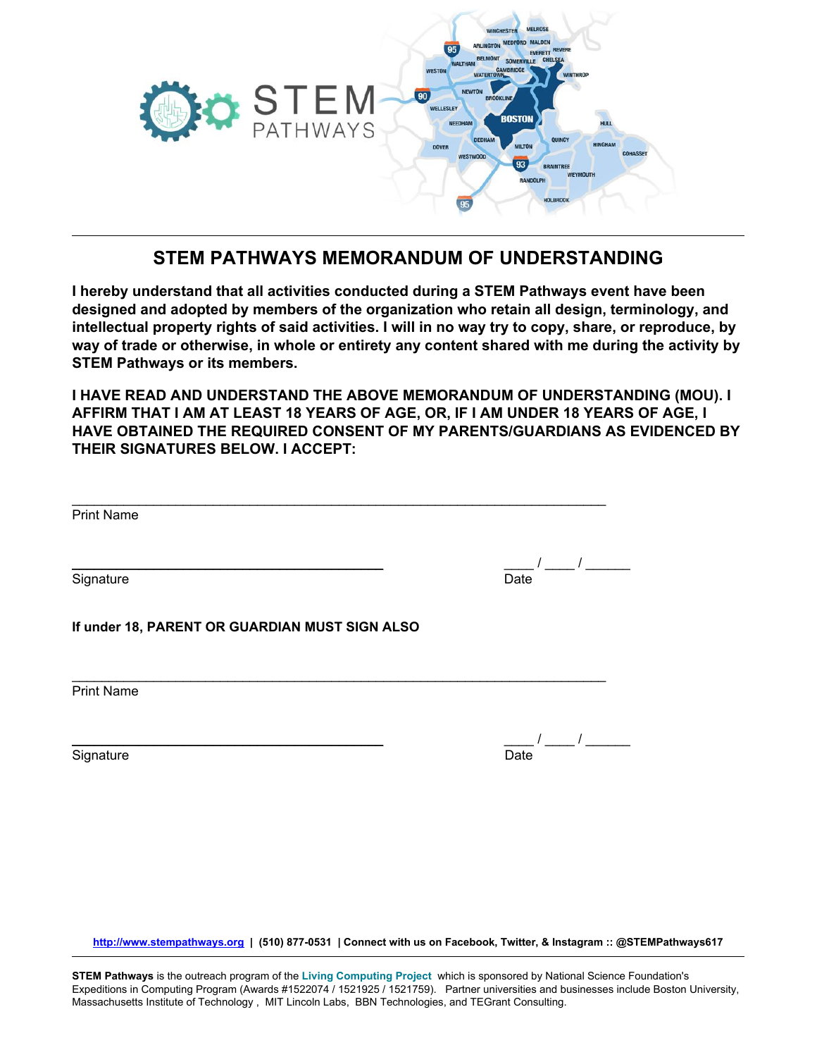# STEM PATHWAYS MEMORANDUM OF UNDERSTANDING

**I hereby understand that all activities conducted during a STEM Pathways event have been designed and adopted by members of the organization who retain all design, terminology, and intellectual property rights of said activities. I will in no way try to copy, share, or reproduce, by way of trade or otherwise, in whole or entirety any content shared with me during the activity by STEM Pathways or its members.**

**I HAVE READ AND UNDERSTAND THE ABOVE MEMORANDUM OF UNDERSTANDING (MOU). I AFFIRM THAT I AM AT LEAST 18 YEARS OF AGE, OR, IF I AM UNDER 18 YEARS OF AGE, I HAVE OBTAINED THE REQUIRED CONSENT OF MY PARENTS/GUARDIANS AS EVIDENCED BY THEIR SIGNATURES BELOW. I ACCEPT:**

_______________________________________________________________________

Print Name

_________________________________________ ____ / ____ / ______

Signature Date

**If under 18, PARENT OR GUARDIAN MUST SIGN ALSO**

_______________________________________________________________________

Print Name

_________________________________________ ____ / ____ / ______

Signature Date

**http://www.stempathways.org | (510) 877-0531 | Connect with us on Facebook, Twitter, & Instagram :: @STEMPathways617**

**STEM Pathways** is the outreach program of the **Living Computing Project** which is sponsored by National Science Foundation's Expeditions in Computing Program (Awards #1522074 / 1521925 / 1521759). Partner universities and businesses include Boston University, Massachusetts Institute of Technology , MIT Lincoln Labs, BBN Technologies, and TEGrant Consulting.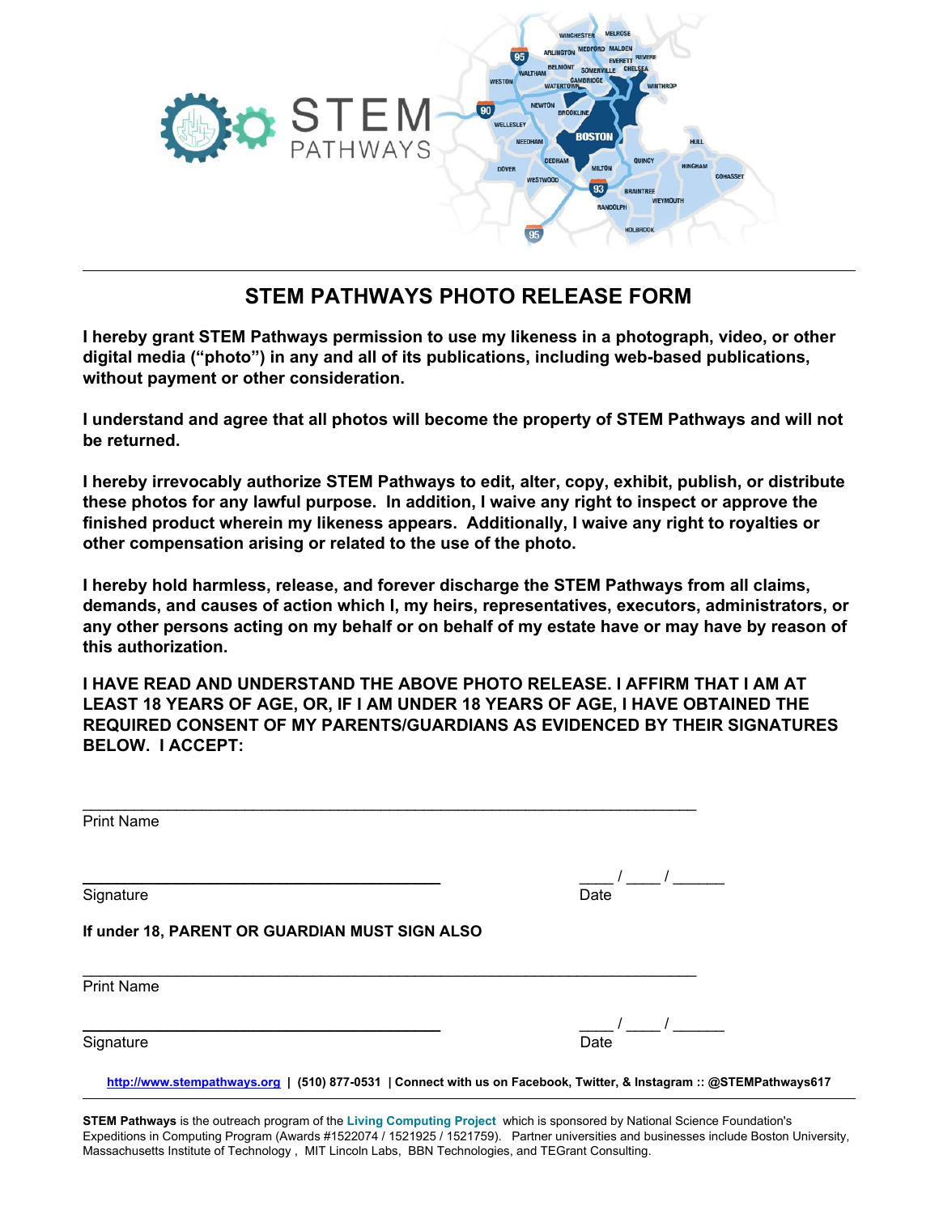STEM PATHWAYS

# STEM PATHWAYS PHOTO RELEASE FORM

**I hereby grant STEM Pathways permission to use my likeness in a photograph, video, or other digital media ("photo") in any and all of its publications, including web-based publications, without payment or other consideration.**

**I understand and agree that all photos will become the property of STEM Pathways and will not be returned.**

**I hereby irrevocably authorize STEM Pathways to edit, alter, copy, exhibit, publish, or distribute these photos for any lawful purpose. In addition, I waive any right to inspect or approve the finished product wherein my likeness appears. Additionally, I waive any right to royalties or other compensation arising or related to the use of the photo.**

**I hereby hold harmless, release, and forever discharge the STEM Pathways from all claims, demands, and causes of action which I, my heirs, representatives, executors, administrators, or any other persons acting on my behalf or on behalf of my estate have or may have by reason of this authorization.**

**I HAVE READ AND UNDERSTAND THE ABOVE PHOTO RELEASE. I AFFIRM THAT I AM AT LEAST 18 YEARS OF AGE, OR, IF I AM UNDER 18 YEARS OF AGE, I HAVE OBTAINED THE REQUIRED CONSENT OF MY PARENTS/GUARDIANS AS EVIDENCED BY THEIR SIGNATURES BELOW. I ACCEPT:**

_______________________________________________________________________

Print Name

________________________________________ ____ / ____ / ______

Signature Date

**If under 18, PARENT OR GUARDIAN MUST SIGN ALSO**

_______________________________________________________________________

Print Name

________________________________________ ____ / ____ / ______

Signature Date

**http://www.stempathways.org | (510) 877-0531 | Connect with us on Facebook, Twitter, & Instagram :: @STEMPathways617**

**STEM Pathways** is the outreach program of the **Living Computing Project** which is sponsored by National Science Foundation's Expeditions in Computing Program (Awards #1522074 / 1521925 / 1521759). Partner universities and businesses include Boston University, Massachusetts Institute of Technology, MIT Lincoln Labs, BBN Technologies, and TEGrant Consulting.